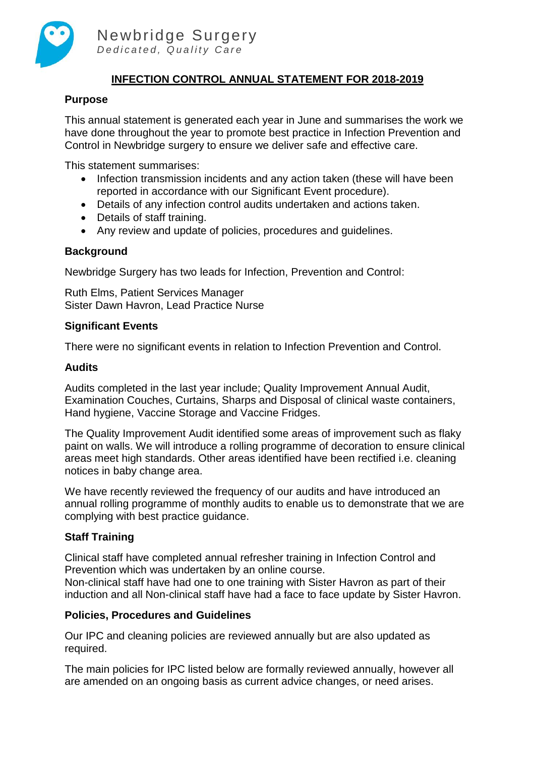Newbridge Surgery

*Dedicated, Quality Care*

# INFECTION CONTROL ANNUAL STATEMENT FOR 2018-2019

## Purpose

This annual statement is generated each year in June and summarises the work we have done throughout the year to promote best practice in Infection Prevention and Control in Newbridge surgery to ensure we deliver safe and effective care.

This statement summarises:

- Infection transmission incidents and any action taken (these will have been reported in accordance with our Significant Event procedure).
- Details of any infection control audits undertaken and actions taken.
- Details of staff training.
- Any review and update of policies, procedures and guidelines.

## Background

Newbridge Surgery has two leads for Infection, Prevention and Control:

Ruth Elms, Patient Services Manager
Sister Dawn Havron, Lead Practice Nurse

## Significant Events

There were no significant events in relation to Infection Prevention and Control.

## Audits

Audits completed in the last year include; Quality Improvement Annual Audit, Examination Couches, Curtains, Sharps and Disposal of clinical waste containers, Hand hygiene, Vaccine Storage and Vaccine Fridges.

The Quality Improvement Audit identified some areas of improvement such as flaky paint on walls. We will introduce a rolling programme of decoration to ensure clinical areas meet high standards. Other areas identified have been rectified i.e. cleaning notices in baby change area.

We have recently reviewed the frequency of our audits and have introduced an annual rolling programme of monthly audits to enable us to demonstrate that we are complying with best practice guidance.

## Staff Training

Clinical staff have completed annual refresher training in Infection Control and Prevention which was undertaken by an online course.
Non-clinical staff have had one to one training with Sister Havron as part of their induction and all Non-clinical staff have had a face to face update by Sister Havron.

## Policies, Procedures and Guidelines

Our IPC and cleaning policies are reviewed annually but are also updated as required.

The main policies for IPC listed below are formally reviewed annually, however all are amended on an ongoing basis as current advice changes, or need arises.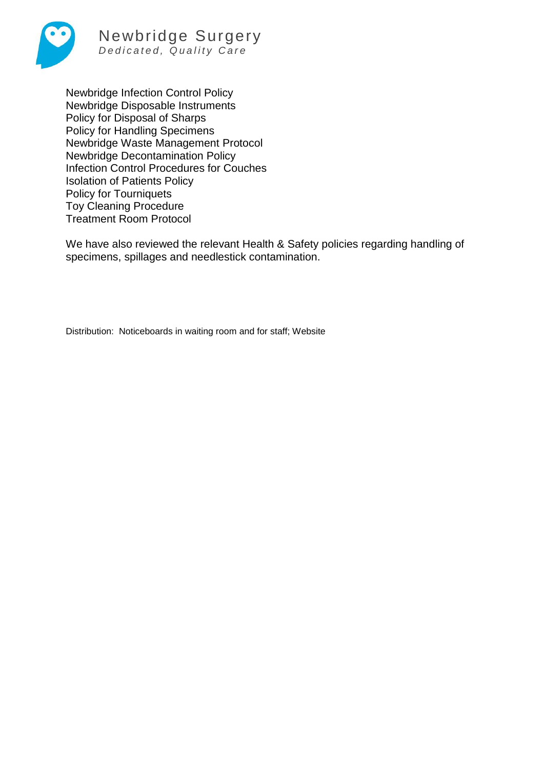Newbridge Infection Control Policy
Newbridge Disposable Instruments
Policy for Disposal of Sharps
Policy for Handling Specimens
Newbridge Waste Management Protocol
Newbridge Decontamination Policy
Infection Control Procedures for Couches
Isolation of Patients Policy
Policy for Tourniquets
Toy Cleaning Procedure
Treatment Room Protocol

We have also reviewed the relevant Health & Safety policies regarding handling of specimens, spillages and needlestick contamination.

Distribution: Noticeboards in waiting room and for staff; Website